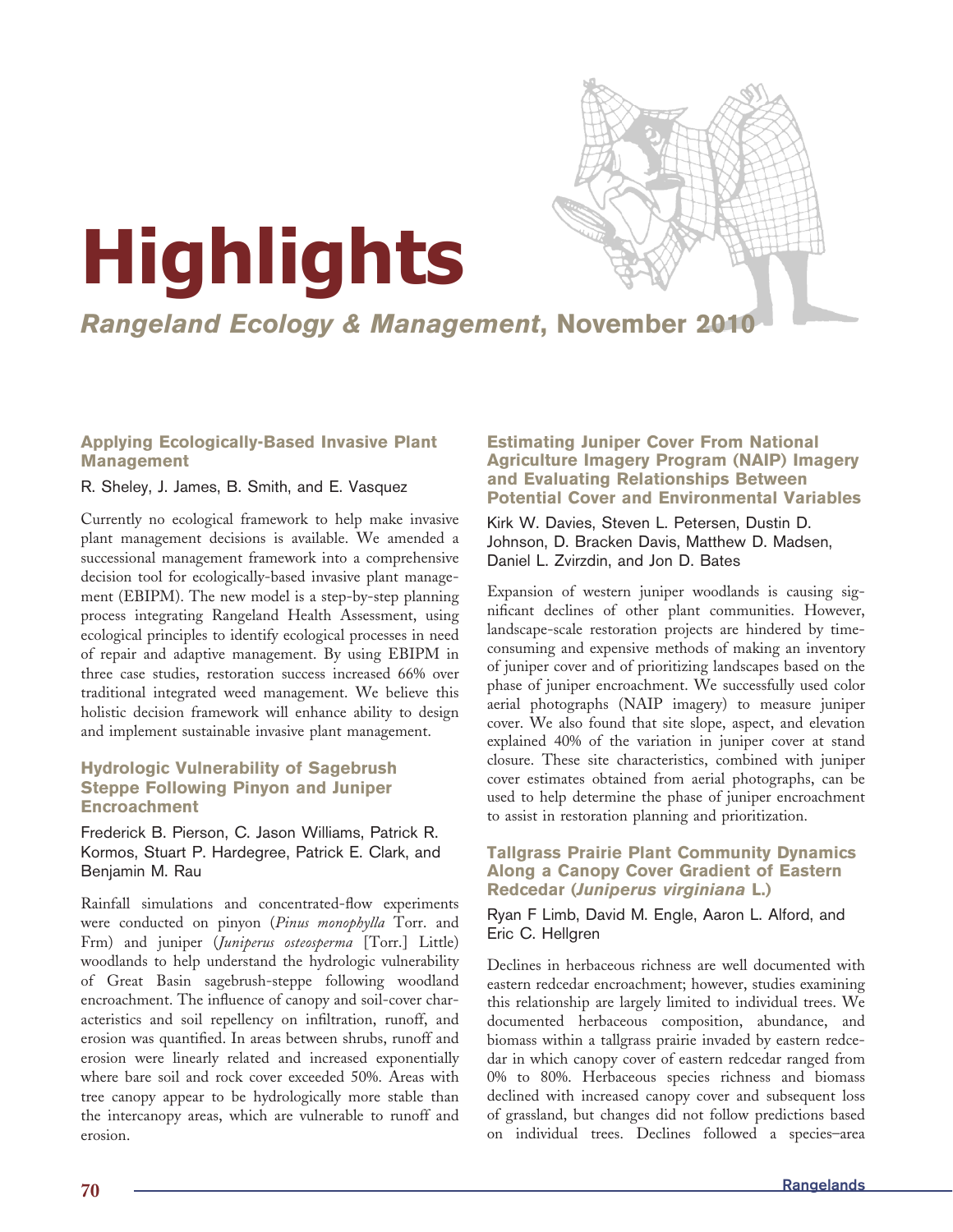# Highlights

## *Rangeland Ecology & Management*, November 2010

### Applying Ecologically-Based Invasive Plant Management

R. Sheley, J. James, B. Smith, and E. Vasquez

Currently no ecological framework to help make invasive plant management decisions is available. We amended a successional management framework into a comprehensive decision tool for ecologically-based invasive plant management (EBIPM). The new model is a step-by-step planning process integrating Rangeland Health Assessment, using ecological principles to identify ecological processes in need of repair and adaptive management. By using EBIPM in three case studies, restoration success increased 66% over traditional integrated weed management. We believe this holistic decision framework will enhance ability to design and implement sustainable invasive plant management.

### Hydrologic Vulnerability of Sagebrush Steppe Following Pinyon and Juniper Encroachment

Frederick B. Pierson, C. Jason Williams, Patrick R. Kormos, Stuart P. Hardegree, Patrick E. Clark, and Benjamin M. Rau

Rainfall simulations and concentrated-flow experiments were conducted on pinyon (*Pinus monophylla* Torr. and Frm) and juniper (*Juniperus osteosperma* [Torr.] Little) woodlands to help understand the hydrologic vulnerability of Great Basin sagebrush-steppe following woodland encroachment. The influence of canopy and soil-cover characteristics and soil repellency on infiltration, runoff, and erosion was quantified. In areas between shrubs, runoff and erosion were linearly related and increased exponentially where bare soil and rock cover exceeded 50%. Areas with tree canopy appear to be hydrologically more stable than the intercanopy areas, which are vulnerable to runoff and erosion.

### Estimating Juniper Cover From National Agriculture Imagery Program (NAIP) Imagery and Evaluating Relationships Between Potential Cover and Environmental Variables

Kirk W. Davies, Steven L. Petersen, Dustin D. Johnson, D. Bracken Davis, Matthew D. Madsen, Daniel L. Zvirzdin, and Jon D. Bates

Expansion of western juniper woodlands is causing significant declines of other plant communities. However, landscape-scale restoration projects are hindered by time-consuming and expensive methods of making an inventory of juniper cover and of prioritizing landscapes based on the phase of juniper encroachment. We successfully used color aerial photographs (NAIP imagery) to measure juniper cover. We also found that site slope, aspect, and elevation explained 40% of the variation in juniper cover at stand closure. These site characteristics, combined with juniper cover estimates obtained from aerial photographs, can be used to help determine the phase of juniper encroachment to assist in restoration planning and prioritization.

### Tallgrass Prairie Plant Community Dynamics Along a Canopy Cover Gradient of Eastern Redcedar (*Juniperus virginiana* L.)

Ryan F Limb, David M. Engle, Aaron L. Alford, and Eric C. Hellgren

Declines in herbaceous richness are well documented with eastern redcedar encroachment; however, studies examining this relationship are largely limited to individual trees. We documented herbaceous composition, abundance, and biomass within a tallgrass prairie invaded by eastern redcedar in which canopy cover of eastern redcedar ranged from 0% to 80%. Herbaceous species richness and biomass declined with increased canopy cover and subsequent loss of grassland, but changes did not follow predictions based on individual trees. Declines followed a species–area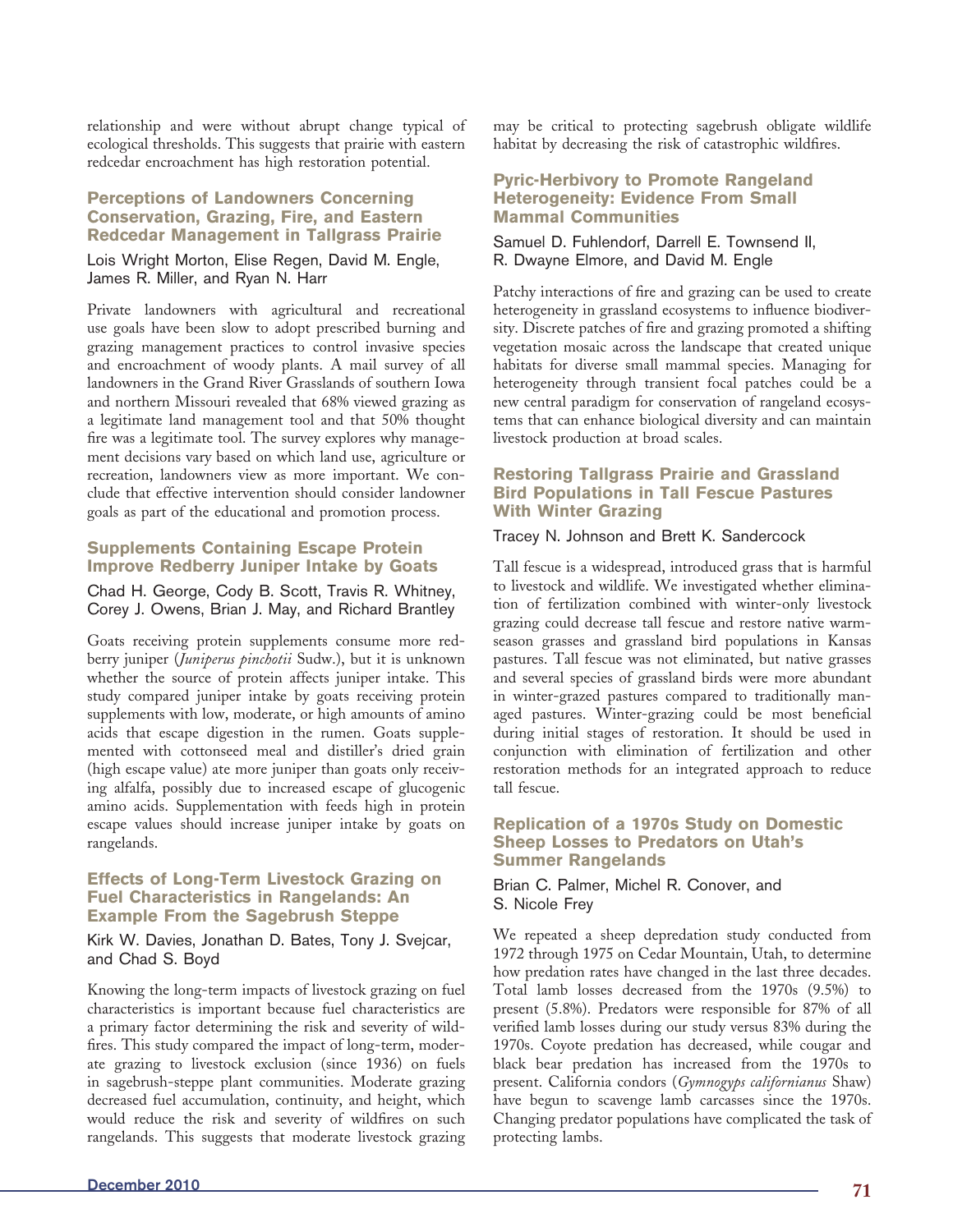relationship and were without abrupt change typical of ecological thresholds. This suggests that prairie with eastern redcedar encroachment has high restoration potential.

### Perceptions of Landowners Concerning Conservation, Grazing, Fire, and Eastern Redcedar Management in Tallgrass Prairie

Lois Wright Morton, Elise Regen, David M. Engle, James R. Miller, and Ryan N. Harr

Private landowners with agricultural and recreational use goals have been slow to adopt prescribed burning and grazing management practices to control invasive species and encroachment of woody plants. A mail survey of all landowners in the Grand River Grasslands of southern Iowa and northern Missouri revealed that 68% viewed grazing as a legitimate land management tool and that 50% thought fire was a legitimate tool. The survey explores why management decisions vary based on which land use, agriculture or recreation, landowners view as more important. We conclude that effective intervention should consider landowner goals as part of the educational and promotion process.

### Supplements Containing Escape Protein Improve Redberry Juniper Intake by Goats

Chad H. George, Cody B. Scott, Travis R. Whitney, Corey J. Owens, Brian J. May, and Richard Brantley

Goats receiving protein supplements consume more redberry juniper (*Juniperus pinchotii* Sudw.), but it is unknown whether the source of protein affects juniper intake. This study compared juniper intake by goats receiving protein supplements with low, moderate, or high amounts of amino acids that escape digestion in the rumen. Goats supplemented with cottonseed meal and distiller's dried grain (high escape value) ate more juniper than goats only receiving alfalfa, possibly due to increased escape of glucogenic amino acids. Supplementation with feeds high in protein escape values should increase juniper intake by goats on rangelands.

### Effects of Long-Term Livestock Grazing on Fuel Characteristics in Rangelands: An Example From the Sagebrush Steppe

Kirk W. Davies, Jonathan D. Bates, Tony J. Svejcar, and Chad S. Boyd

Knowing the long-term impacts of livestock grazing on fuel characteristics is important because fuel characteristics are a primary factor determining the risk and severity of wildfires. This study compared the impact of long-term, moderate grazing to livestock exclusion (since 1936) on fuels in sagebrush-steppe plant communities. Moderate grazing decreased fuel accumulation, continuity, and height, which would reduce the risk and severity of wildfires on such rangelands. This suggests that moderate livestock grazing may be critical to protecting sagebrush obligate wildlife habitat by decreasing the risk of catastrophic wildfires.

### Pyric-Herbivory to Promote Rangeland Heterogeneity: Evidence From Small Mammal Communities

Samuel D. Fuhlendorf, Darrell E. Townsend II, R. Dwayne Elmore, and David M. Engle

Patchy interactions of fire and grazing can be used to create heterogeneity in grassland ecosystems to influence biodiversity. Discrete patches of fire and grazing promoted a shifting vegetation mosaic across the landscape that created unique habitats for diverse small mammal species. Managing for heterogeneity through transient focal patches could be a new central paradigm for conservation of rangeland ecosystems that can enhance biological diversity and can maintain livestock production at broad scales.

### Restoring Tallgrass Prairie and Grassland Bird Populations in Tall Fescue Pastures With Winter Grazing

Tracey N. Johnson and Brett K. Sandercock

Tall fescue is a widespread, introduced grass that is harmful to livestock and wildlife. We investigated whether elimination of fertilization combined with winter-only livestock grazing could decrease tall fescue and restore native warm-season grasses and grassland bird populations in Kansas pastures. Tall fescue was not eliminated, but native grasses and several species of grassland birds were more abundant in winter-grazed pastures compared to traditionally managed pastures. Winter-grazing could be most beneficial during initial stages of restoration. It should be used in conjunction with elimination of fertilization and other restoration methods for an integrated approach to reduce tall fescue.

### Replication of a 1970s Study on Domestic Sheep Losses to Predators on Utah's Summer Rangelands

Brian C. Palmer, Michel R. Conover, and S. Nicole Frey

We repeated a sheep depredation study conducted from 1972 through 1975 on Cedar Mountain, Utah, to determine how predation rates have changed in the last three decades. Total lamb losses decreased from the 1970s (9.5%) to present (5.8%). Predators were responsible for 87% of all verified lamb losses during our study versus 83% during the 1970s. Coyote predation has decreased, while cougar and black bear predation has increased from the 1970s to present. California condors (*Gymnogyps californianus* Shaw) have begun to scavenge lamb carcasses since the 1970s. Changing predator populations have complicated the task of protecting lambs.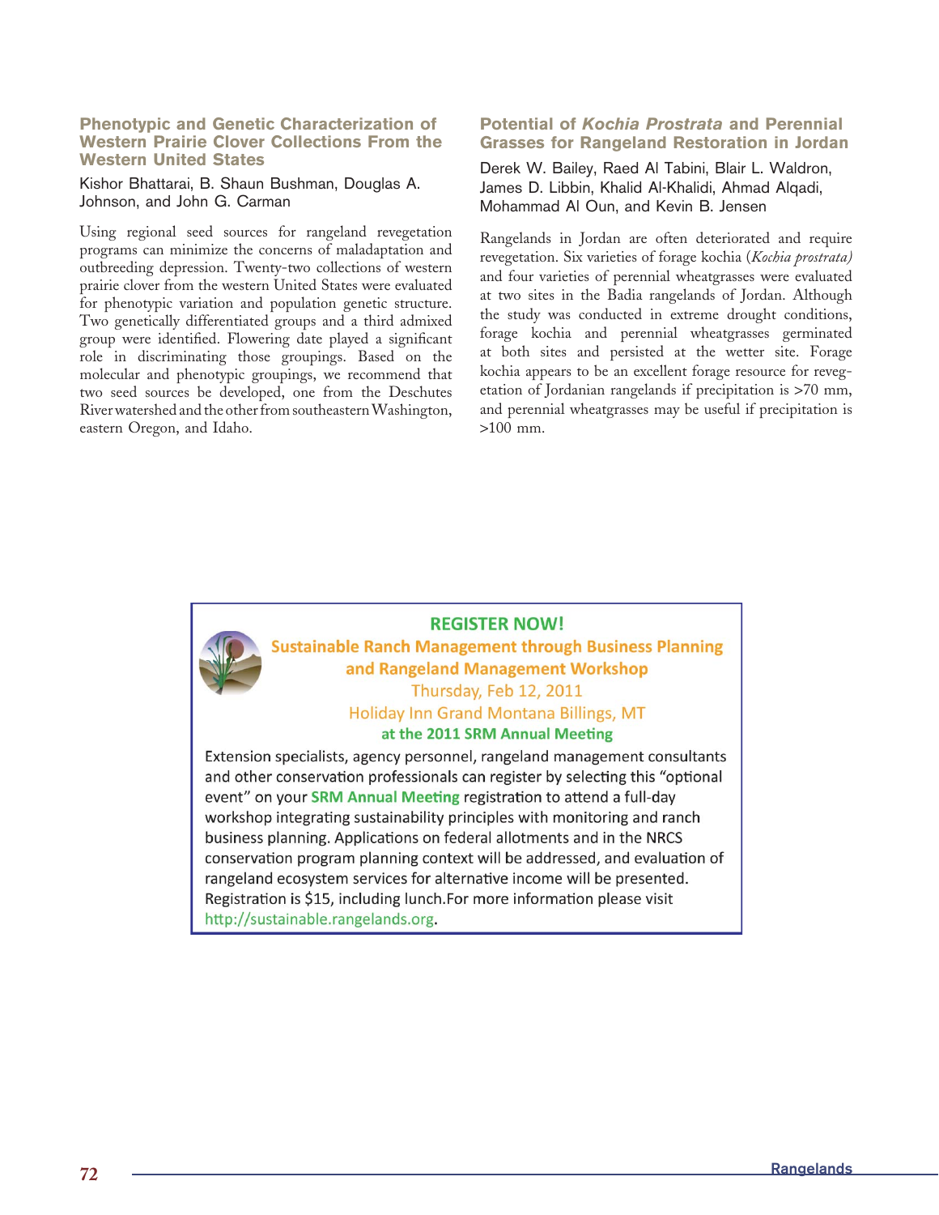### Phenotypic and Genetic Characterization of Western Prairie Clover Collections From the Western United States

Kishor Bhattarai, B. Shaun Bushman, Douglas A. Johnson, and John G. Carman

Using regional seed sources for rangeland revegetation programs can minimize the concerns of maladaptation and outbreeding depression. Twenty-two collections of western prairie clover from the western United States were evaluated for phenotypic variation and population genetic structure. Two genetically differentiated groups and a third admixed group were identified. Flowering date played a significant role in discriminating those groupings. Based on the molecular and phenotypic groupings, we recommend that two seed sources be developed, one from the Deschutes River watershed and the other from southeastern Washington, eastern Oregon, and Idaho.

### Potential of *Kochia Prostrata* and Perennial Grasses for Rangeland Restoration in Jordan

Derek W. Bailey, Raed Al Tabini, Blair L. Waldron, James D. Libbin, Khalid Al-Khalidi, Ahmad Alqadi, Mohammad Al Oun, and Kevin B. Jensen

Rangelands in Jordan are often deteriorated and require revegetation. Six varieties of forage kochia (*Kochia prostrata)* and four varieties of perennial wheatgrasses were evaluated at two sites in the Badia rangelands of Jordan. Although the study was conducted in extreme drought conditions, forage kochia and perennial wheatgrasses germinated at both sites and persisted at the wetter site. Forage kochia appears to be an excellent forage resource for revegetation of Jordanian rangelands if precipitation is >70 mm, and perennial wheatgrasses may be useful if precipitation is >100 mm.

**REGISTER NOW!**

**Sustainable Ranch Management through Business Planning and Rangeland Management Workshop**

Thursday, Feb 12, 2011

Holiday Inn Grand Montana Billings, MT

**at the 2011 SRM Annual Meeting**

Extension specialists, agency personnel, rangeland management consultants and other conservation professionals can register by selecting this "optional event" on your SRM Annual Meeting registration to attend a full-day workshop integrating sustainability principles with monitoring and ranch business planning. Applications on federal allotments and in the NRCS conservation program planning context will be addressed, and evaluation of rangeland ecosystem services for alternative income will be presented. Registration is $15, including lunch.For more information please visit http://sustainable.rangelands.org.